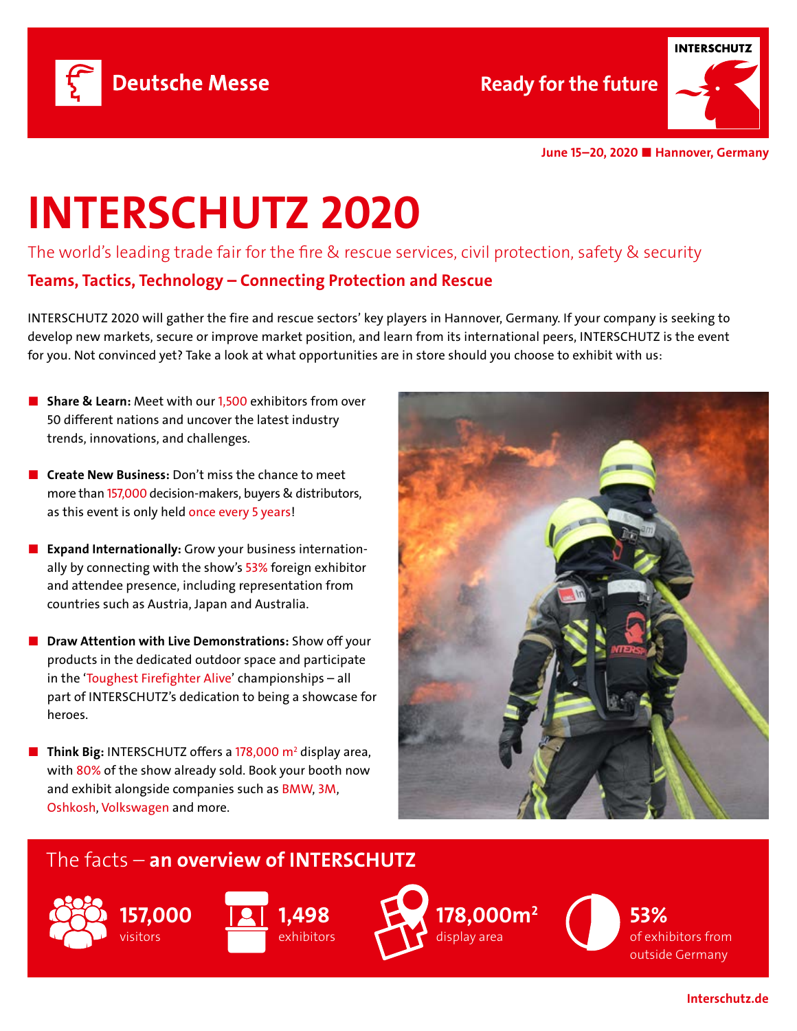Deutsche Messe

Ready for the future

INTERSCHUTZ

June 15–20, 2020 ■ Hannover, Germany

# INTERSCHUTZ 2020

The world's leading trade fair for the fire & rescue services, civil protection, safety & security

**Teams, Tactics, Technology – Connecting Protection and Rescue**

INTERSCHUTZ 2020 will gather the fire and rescue sectors' key players in Hannover, Germany. If your company is seeking to develop new markets, secure or improve market position, and learn from its international peers, INTERSCHUTZ is the event for you. Not convinced yet? Take a look at what opportunities are in store should you choose to exhibit with us:

- **Share & Learn:** Meet with our 1,500 exhibitors from over 50 different nations and uncover the latest industry trends, innovations, and challenges.
- **Create New Business:** Don't miss the chance to meet more than 157,000 decision-makers, buyers & distributors, as this event is only held once every 5 years!
- **Expand Internationally:** Grow your business internationally by connecting with the show's 53% foreign exhibitor and attendee presence, including representation from countries such as Austria, Japan and Australia.
- **Draw Attention with Live Demonstrations:** Show off your products in the dedicated outdoor space and participate in the 'Toughest Firefighter Alive' championships – all part of INTERSCHUTZ's dedication to being a showcase for heroes.
- **Think Big:** INTERSCHUTZ offers a 178,000 m² display area, with 80% of the show already sold. Book your booth now and exhibit alongside companies such as BMW, 3M, Oshkosh, Volkswagen and more.

## The facts – **an overview of INTERSCHUTZ**

**157,000** visitors

**1,498** exhibitors

**178,000m²** display area

**53%** of exhibitors from outside Germany

Interschutz.de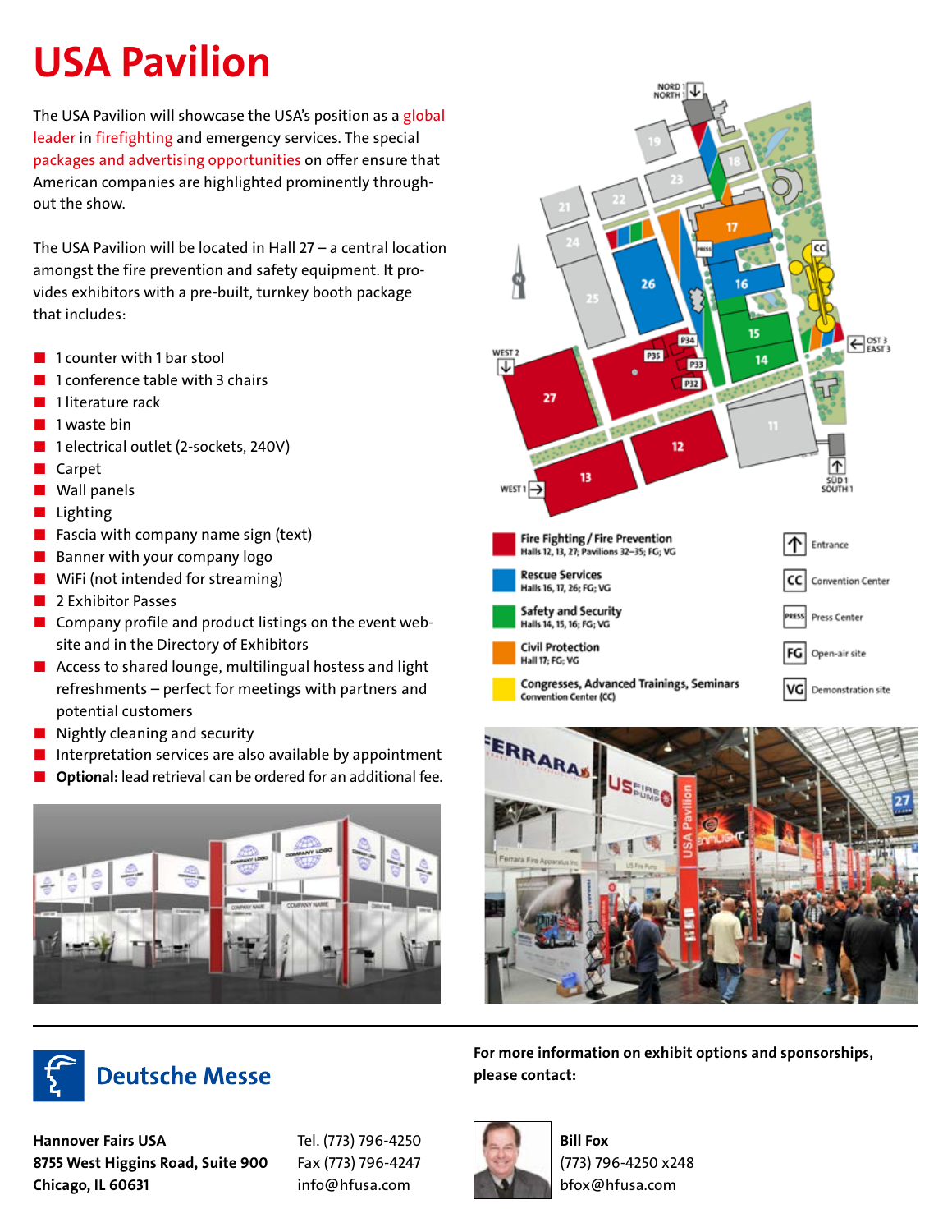# USA Pavilion

The USA Pavilion will showcase the USA's position as a global leader in firefighting and emergency services. The special packages and advertising opportunities on offer ensure that American companies are highlighted prominently throughout the show.

The USA Pavilion will be located in Hall 27 – a central location amongst the fire prevention and safety equipment. It provides exhibitors with a pre-built, turnkey booth package that includes:

- 1 counter with 1 bar stool
- 1 conference table with 3 chairs
- 1 literature rack
- 1 waste bin
- 1 electrical outlet (2-sockets, 240V)
- Carpet
- Wall panels
- Lighting
- Fascia with company name sign (text)
- Banner with your company logo
- WiFi (not intended for streaming)
- 2 Exhibitor Passes
- Company profile and product listings on the event website and in the Directory of Exhibitors
- Access to shared lounge, multilingual hostess and light refreshments – perfect for meetings with partners and potential customers
- Nightly cleaning and security
- Interpretation services are also available by appointment
- **Optional:** lead retrieval can be ordered for an additional fee.

NORD 1 / NORTH 1
WEST 2
WEST 1
OST 3 / EAST 3
SÜD 1 / SOUTH 1

**Fire Fighting / Fire Prevention** – Halls 12, 13, 27; Pavilions 32–35; FG; VG
**Rescue Services** – Halls 16, 17, 26; FG; VG
**Safety and Security** – Halls 14, 15, 16; FG; VG
**Civil Protection** – Hall 17; FG; VG
**Congresses, Advanced Trainings, Seminars** – Convention Center (CC)

Entrance
CC – Convention Center
PRESS – Press Center
FG – Open-air site
VG – Demonstration site

**Deutsche Messe**

**Hannover Fairs USA**
**8755 West Higgins Road, Suite 900**
**Chicago, IL 60631**

Tel. (773) 796-4250
Fax (773) 796-4247
info@hfusa.com

**For more information on exhibit options and sponsorships, please contact:**

**Bill Fox**
(773) 796-4250 x248
bfox@hfusa.com